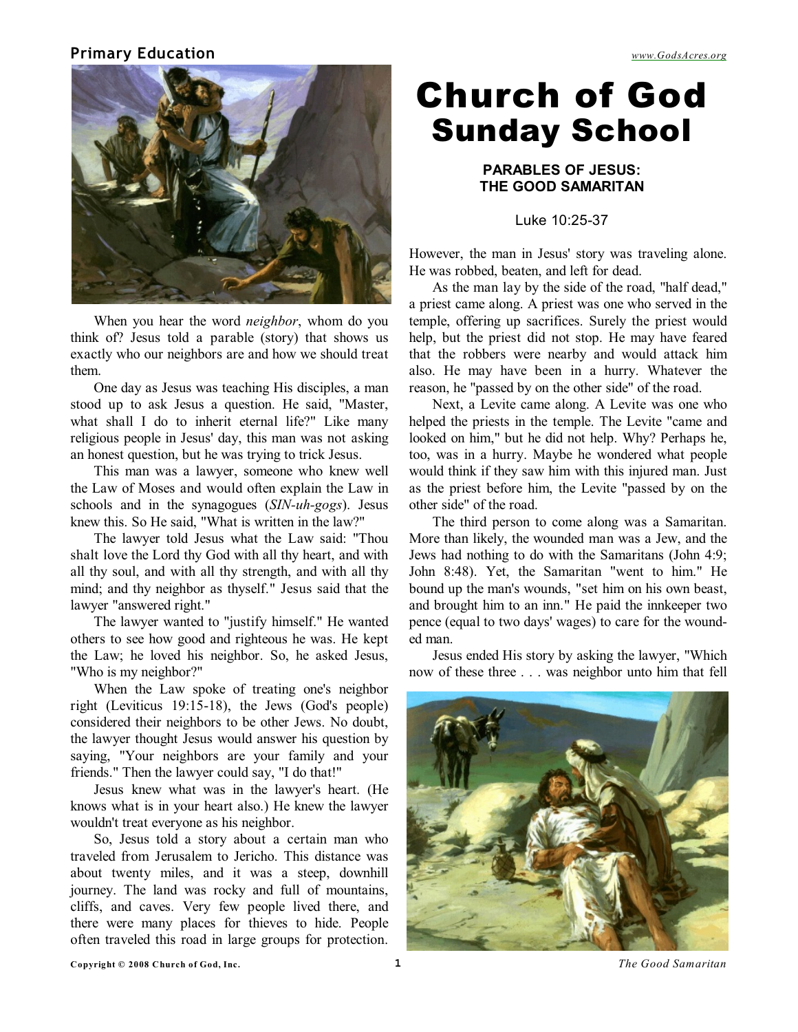Primary Education

# Church of God Sunday School

## PARABLES OF JESUS: THE GOOD SAMARITAN

Luke 10:25-37

When you hear the word *neighbor*, whom do you think of? Jesus told a parable (story) that shows us exactly who our neighbors are and how we should treat them.

One day as Jesus was teaching His disciples, a man stood up to ask Jesus a question. He said, "Master, what shall I do to inherit eternal life?" Like many religious people in Jesus' day, this man was not asking an honest question, but he was trying to trick Jesus.

This man was a lawyer, someone who knew well the Law of Moses and would often explain the Law in schools and in the synagogues (*SIN-uh-gogs*). Jesus knew this. So He said, "What is written in the law?"

The lawyer told Jesus what the Law said: "Thou shalt love the Lord thy God with all thy heart, and with all thy soul, and with all thy strength, and with all thy mind; and thy neighbor as thyself." Jesus said that the lawyer "answered right."

The lawyer wanted to "justify himself." He wanted others to see how good and righteous he was. He kept the Law; he loved his neighbor. So, he asked Jesus, "Who is my neighbor?"

When the Law spoke of treating one's neighbor right (Leviticus 19:15-18), the Jews (God's people) considered their neighbors to be other Jews. No doubt, the lawyer thought Jesus would answer his question by saying, "Your neighbors are your family and your friends." Then the lawyer could say, "I do that!"

Jesus knew what was in the lawyer's heart. (He knows what is in your heart also.) He knew the lawyer wouldn't treat everyone as his neighbor.

So, Jesus told a story about a certain man who traveled from Jerusalem to Jericho. This distance was about twenty miles, and it was a steep, downhill journey. The land was rocky and full of mountains, cliffs, and caves. Very few people lived there, and there were many places for thieves to hide. People often traveled this road in large groups for protection. However, the man in Jesus' story was traveling alone. He was robbed, beaten, and left for dead.

As the man lay by the side of the road, "half dead," a priest came along. A priest was one who served in the temple, offering up sacrifices. Surely the priest would help, but the priest did not stop. He may have feared that the robbers were nearby and would attack him also. He may have been in a hurry. Whatever the reason, he "passed by on the other side" of the road.

Next, a Levite came along. A Levite was one who helped the priests in the temple. The Levite "came and looked on him," but he did not help. Why? Perhaps he, too, was in a hurry. Maybe he wondered what people would think if they saw him with this injured man. Just as the priest before him, the Levite "passed by on the other side" of the road.

The third person to come along was a Samaritan. More than likely, the wounded man was a Jew, and the Jews had nothing to do with the Samaritans (John 4:9; John 8:48). Yet, the Samaritan "went to him." He bound up the man's wounds, "set him on his own beast, and brought him to an inn." He paid the innkeeper two pence (equal to two days' wages) to care for the wounded man.

Jesus ended His story by asking the lawyer, "Which now of these three . . . was neighbor unto him that fell

*The Good Samaritan*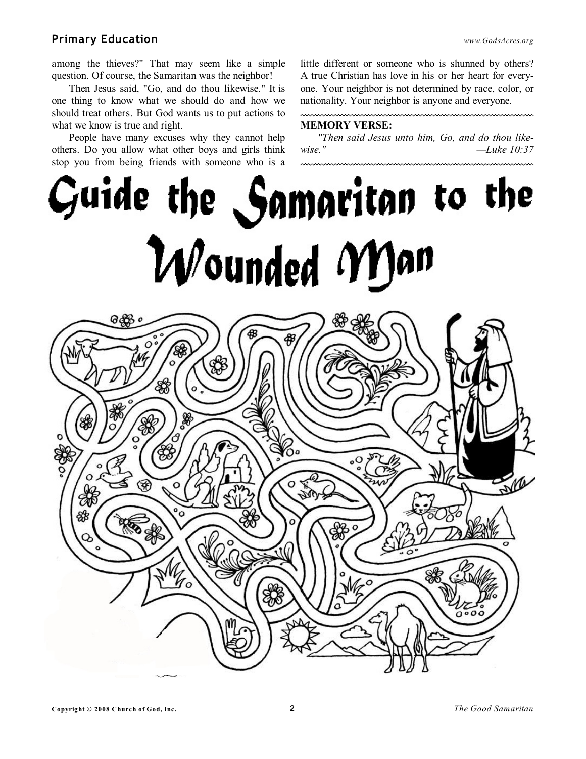among the thieves?" That may seem like a simple question. Of course, the Samaritan was the neighbor!

Then Jesus said, "Go, and do thou likewise." It is one thing to know what we should do and how we should treat others. But God wants us to put actions to what we know is true and right.

People have many excuses why they cannot help others. Do you allow what other boys and girls think stop you from being friends with someone who is a little different or someone who is shunned by others? A true Christian has love in his or her heart for everyone. Your neighbor is not determined by race, color, or nationality. Your neighbor is anyone and everyone.

**MEMORY VERSE:**

*"Then said Jesus unto him, Go, and do thou likewise."* —*Luke 10:37*

# Guide the Samaritan to the Wounded Man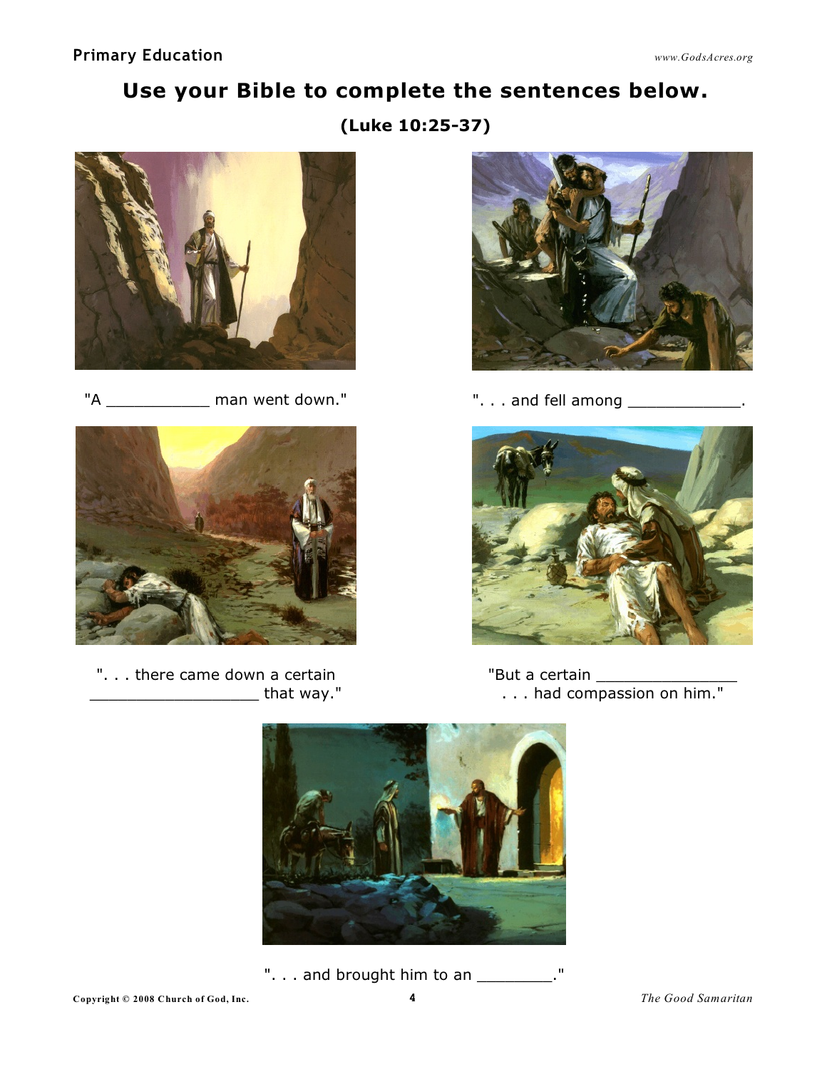# Use your Bible to complete the sentences below.

**(Luke 10:25-37)**

"A ___________ man went down."

". . . and fell among ____________."

". . . there came down a certain __________________ that way."

"But a certain _______________ . . . had compassion on him."

". . . and brought him to an ________."